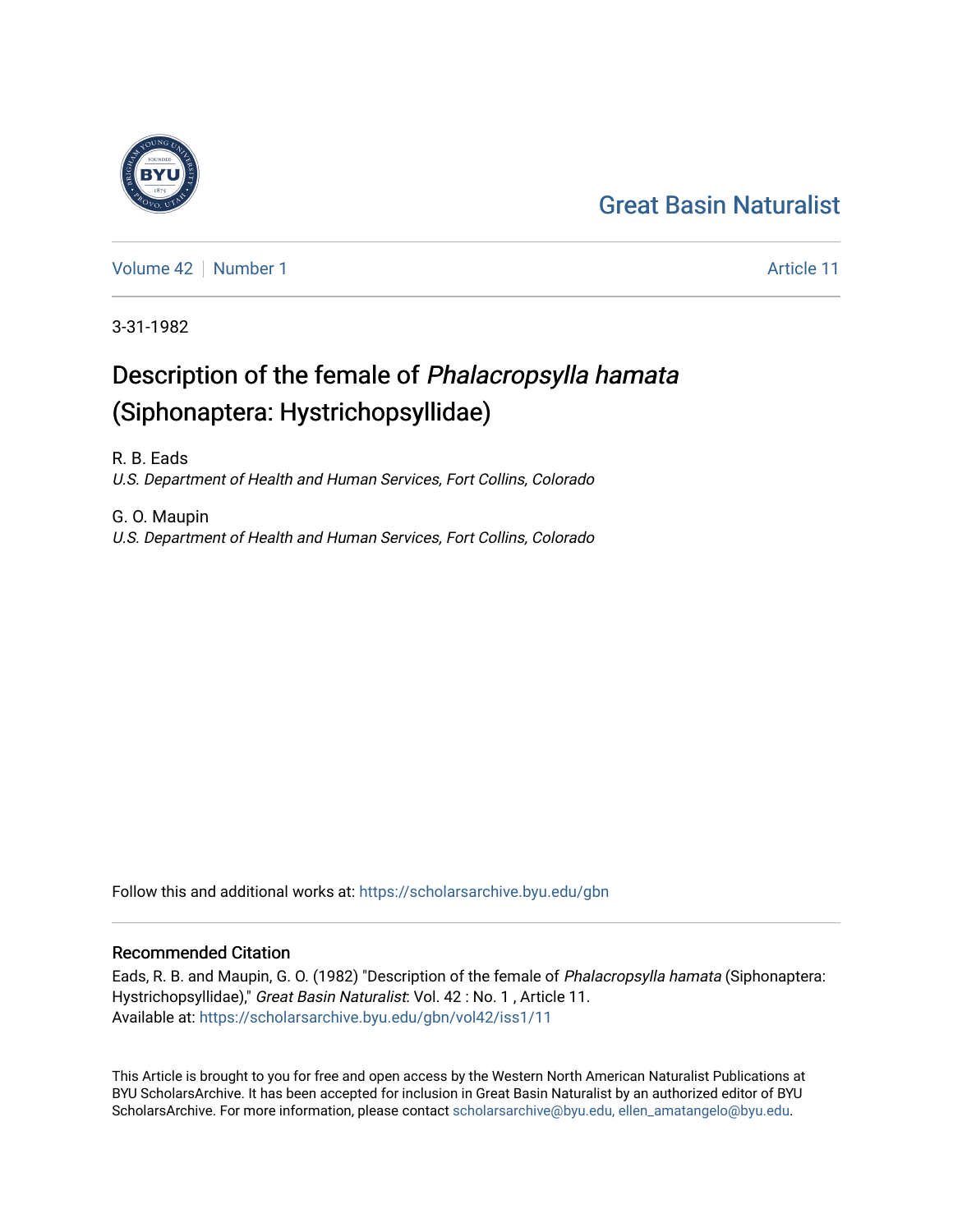Great Basin Naturalist

Volume 42 | Number 1 | Article 11

3-31-1982

# Description of the female of *Phalacropsylla hamata* (Siphonaptera: Hystrichopsyllidae)

R. B. Eads
*U.S. Department of Health and Human Services, Fort Collins, Colorado*

G. O. Maupin
*U.S. Department of Health and Human Services, Fort Collins, Colorado*

Follow this and additional works at: https://scholarsarchive.byu.edu/gbn

## Recommended Citation

Eads, R. B. and Maupin, G. O. (1982) "Description of the female of *Phalacropsylla hamata* (Siphonaptera: Hystrichopsyllidae)," *Great Basin Naturalist*: Vol. 42 : No. 1 , Article 11.
Available at: https://scholarsarchive.byu.edu/gbn/vol42/iss1/11

This Article is brought to you for free and open access by the Western North American Naturalist Publications at BYU ScholarsArchive. It has been accepted for inclusion in Great Basin Naturalist by an authorized editor of BYU ScholarsArchive. For more information, please contact scholarsarchive@byu.edu, ellen_amatangelo@byu.edu.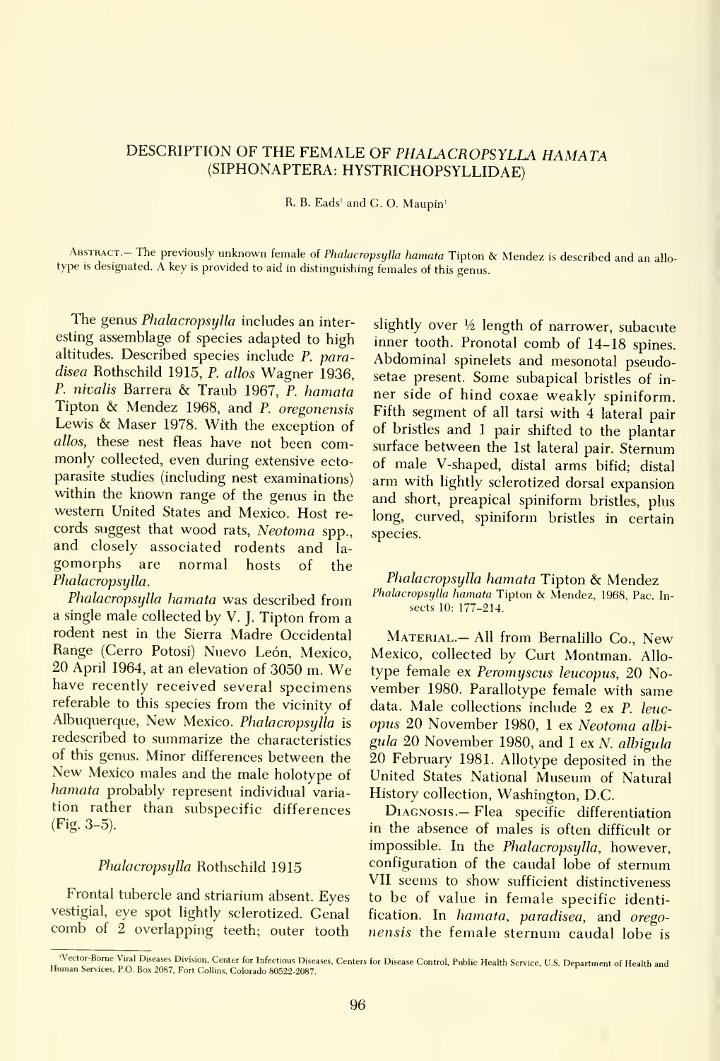# DESCRIPTION OF THE FEMALE OF *PHALACROPSYLLA HAMATA* (SIPHONAPTERA: HYSTRICHOPSYLLIDAE)

R. B. Eads[1] and G. O. Maupin[1]

Abstract.— The previously unknown female of *Phalacropsylla hamata* Tipton & Mendez is described and an allotype is designated. A key is provided to aid in distinguishing females of this genus.

The genus *Phalacropsylla* includes an interesting assemblage of species adapted to high altitudes. Described species include *P. paradisea* Rothschild 1915, *P. allos* Wagner 1936, *P. nivalis* Barrera & Traub 1967, *P. hamata* Tipton & Mendez 1968, and *P. oregonensis* Lewis & Maser 1978. With the exception of *allos*, these nest fleas have not been commonly collected, even during extensive ectoparasite studies (including nest examinations) within the known range of the genus in the western United States and Mexico. Host records suggest that wood rats, *Neotoma* spp., and closely associated rodents and lagomorphs are normal hosts of the *Phalacropsylla*.

*Phalacropsylla hamata* was described from a single male collected by V. J. Tipton from a rodent nest in the Sierra Madre Occidental Range (Cerro Potosi) Nuevo León, Mexico, 20 April 1964, at an elevation of 3050 m. We have recently received several specimens referable to this species from the vicinity of Albuquerque, New Mexico. *Phalacropsylla* is redescribed to summarize the characteristics of this genus. Minor differences between the New Mexico males and the male holotype of *hamata* probably represent individual variation rather than subspecific differences (Fig. 3–5).

### *Phalacropsylla* Rothschild 1915

Frontal tubercle and striarium absent. Eyes vestigial, eye spot lightly sclerotized. Genal comb of 2 overlapping teeth; outer tooth slightly over ½ length of narrower, subacute inner tooth. Pronotal comb of 14–18 spines. Abdominal spinelets and mesonotal pseudosetae present. Some subapical bristles of inner side of hind coxae weakly spiniform. Fifth segment of all tarsi with 4 lateral pair of bristles and 1 pair shifted to the plantar surface between the 1st lateral pair. Sternum of male V-shaped, distal arms bifid; distal arm with lightly sclerotized dorsal expansion and short, preapical spiniform bristles, plus long, curved, spiniform bristles in certain species.

### *Phalacropsylla hamata* Tipton & Mendez

*Phalacropsylla hamata* Tipton & Mendez, 1968, Pac. Insects 10: 177–214.

Material.— All from Bernalillo Co., New Mexico, collected by Curt Montman. Allotype female ex *Peromyscus leucopus*, 20 November 1980. Parallotype female with same data. Male collections include 2 ex *P. leucopus* 20 November 1980, 1 ex *Neotoma albigula* 20 November 1980, and 1 ex *N. albigula* 20 February 1981. Allotype deposited in the United States National Museum of Natural History collection, Washington, D.C.

Diagnosis.— Flea specific differentiation in the absence of males is often difficult or impossible. In the *Phalacropsylla*, however, configuration of the caudal lobe of sternum VII seems to show sufficient distinctiveness to be of value in female specific identification. In *hamata*, *paradisea*, and *oregonensis* the female sternum caudal lobe is

[1]Vector-Borne Viral Diseases Division, Center for Infectious Diseases, Centers for Disease Control, Public Health Service, U.S. Department of Health and Human Services, P.O. Box 2087, Fort Collins, Colorado 80522-2087.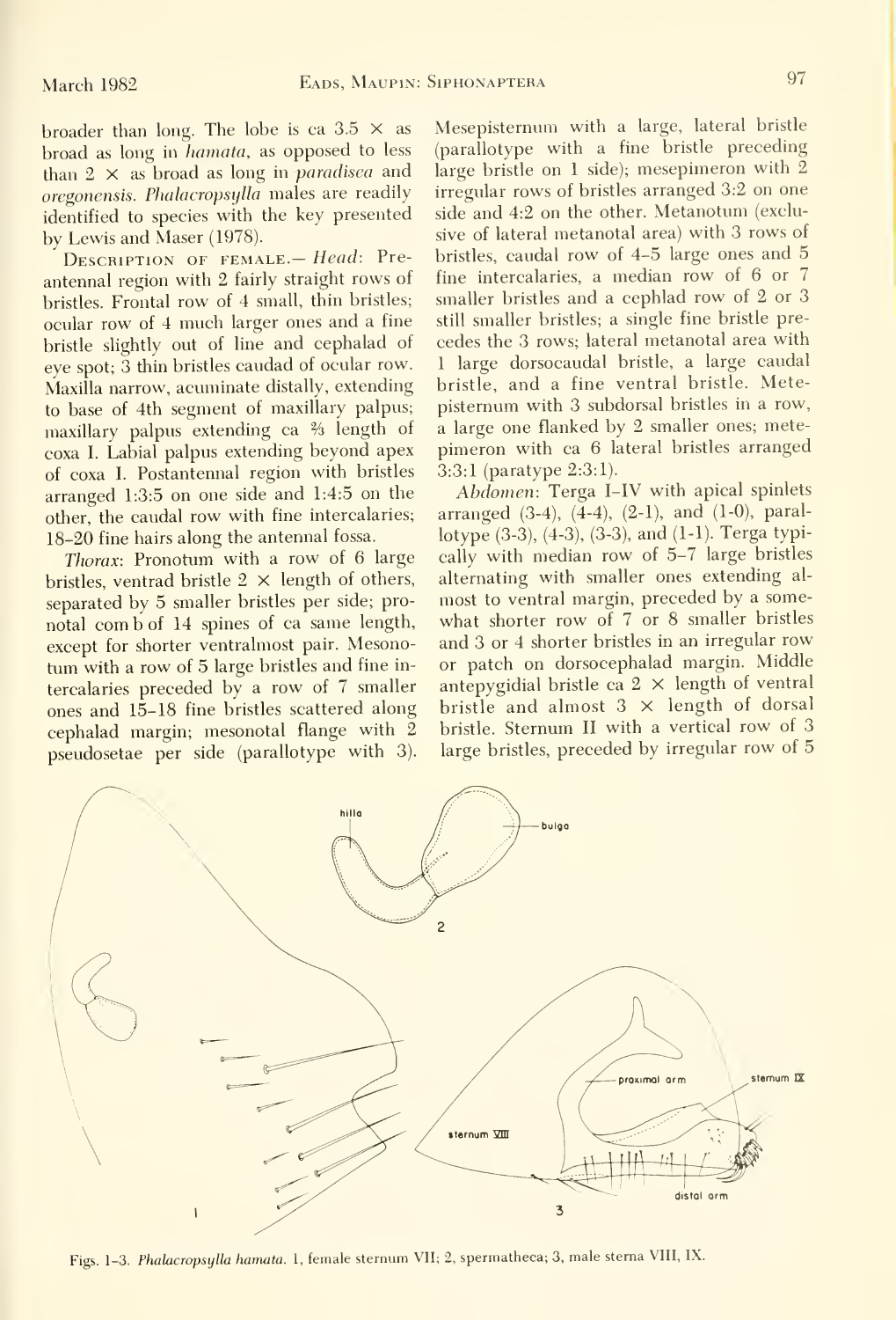broader than long. The lobe is ca 3.5 × as broad as long in *hamata*, as opposed to less than 2 × as broad as long in *paradisea* and *oregonensis*. *Phalacropsylla* males are readily identified to species with the key presented by Lewis and Maser (1978).

Description of female.— *Head*: Preantennal region with 2 fairly straight rows of bristles. Frontal row of 4 small, thin bristles; ocular row of 4 much larger ones and a fine bristle slightly out of line and cephalad of eye spot; 3 thin bristles caudad of ocular row. Maxilla narrow, acuminate distally, extending to base of 4th segment of maxillary palpus; maxillary palpus extending ca ⅔ length of coxa I. Labial palpus extending beyond apex of coxa I. Postantennal region with bristles arranged 1:3:5 on one side and 1:4:5 on the other, the caudal row with fine intercalaries; 18–20 fine hairs along the antennal fossa.

*Thorax*: Pronotum with a row of 6 large bristles, ventrad bristle 2 × length of others, separated by 5 smaller bristles per side; pronotal comb of 14 spines of ca same length, except for shorter ventralmost pair. Mesonotum with a row of 5 large bristles and fine intercalaries preceded by a row of 7 smaller ones and 15–18 fine bristles scattered along cephalad margin; mesonotal flange with 2 pseudosetae per side (parallotype with 3). Mesepisternum with a large, lateral bristle (parallotype with a fine bristle preceding large bristle on 1 side); mesepimeron with 2 irregular rows of bristles arranged 3:2 on one side and 4:2 on the other. Metanotum (exclusive of lateral metanotal area) with 3 rows of bristles, caudal row of 4–5 large ones and 5 fine intercalaries, a median row of 6 or 7 smaller bristles and a cephlad row of 2 or 3 still smaller bristles; a single fine bristle precedes the 3 rows; lateral metanotal area with 1 large dorsocaudal bristle, a large caudal bristle, and a fine ventral bristle. Metepisternum with 3 subdorsal bristles in a row, a large one flanked by 2 smaller ones; metepimeron with ca 6 lateral bristles arranged 3:3:1 (paratype 2:3:1).

*Abdomen*: Terga I–IV with apical spinlets arranged (3-4), (4-4), (2-1), and (1-0), parallotype (3-3), (4-3), (3-3), and (1-1). Terga typically with median row of 5–7 large bristles alternating with smaller ones extending almost to ventral margin, preceded by a somewhat shorter row of 7 or 8 smaller bristles and 3 or 4 shorter bristles in an irregular row or patch on dorsocephalad margin. Middle antepygidial bristle ca 2 × length of ventral bristle and almost 3 × length of dorsal bristle. Sternum II with a vertical row of 3 large bristles, preceded by irregular row of 5

Figs. 1–3. *Phalacropsylla hamata*. 1, female sternum VII; 2, spermatheca; 3, male sterna VIII, IX.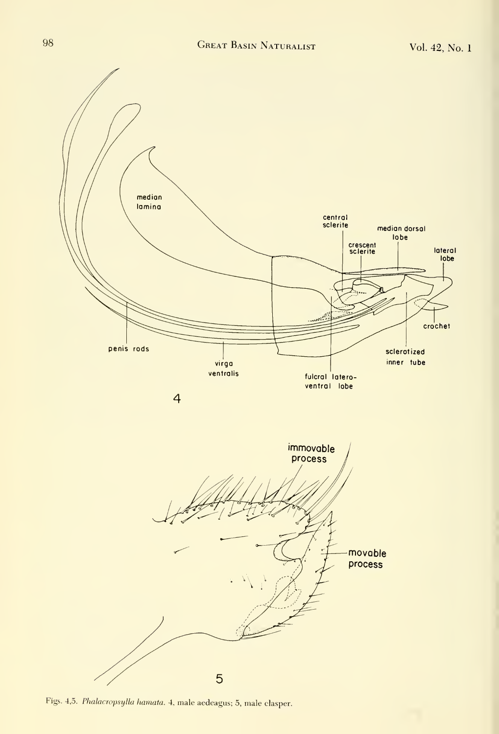Figs. 4,5. *Phalacropsylla hamata*. 4, male aedeagus; 5, male clasper.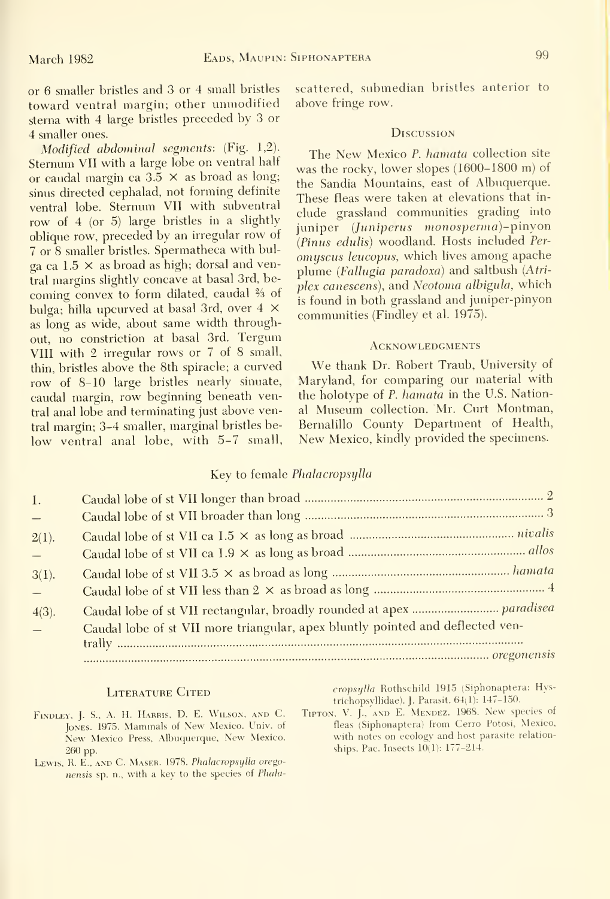or 6 smaller bristles and 3 or 4 small bristles toward ventral margin; other unmodified sterna with 4 large bristles preceded by 3 or 4 smaller ones.

*Modified abdominal segments*: (Fig. 1,2). Sternum VII with a large lobe on ventral half or caudal margin ca 3.5 × as broad as long; sinus directed cephalad, not forming definite ventral lobe. Sternum VII with subventral row of 4 (or 5) large bristles in a slightly oblique row, preceded by an irregular row of 7 or 8 smaller bristles. Spermatheca with bulga ca 1.5 × as broad as high; dorsal and ventral margins slightly concave at basal 3rd, becoming convex to form dilated, caudal ⅔ of bulga; hilla upcurved at basal 3rd, over 4 × as long as wide, about same width throughout, no constriction at basal 3rd. Tergum VIII with 2 irregular rows or 7 of 8 small, thin, bristles above the 8th spiracle; a curved row of 8–10 large bristles nearly sinuate, caudal margin, row beginning beneath ventral anal lobe and terminating just above ventral margin; 3–4 smaller, marginal bristles below ventral anal lobe, with 5–7 small, scattered, submedian bristles anterior to above fringe row.

## Discussion

The New Mexico *P. hamata* collection site was the rocky, lower slopes (1600–1800 m) of the Sandia Mountains, east of Albuquerque. These fleas were taken at elevations that include grassland communities grading into juniper (*Juniperus monosperma*)–pinyon (*Pinus edulis*) woodland. Hosts included *Peromyscus leucopus*, which lives among apache plume (*Fallugia paradoxa*) and saltbush (*Atriplex canescens*), and *Neotoma albigula*, which is found in both grassland and juniper-pinyon communities (Findley et al. 1975).

## Acknowledgments

We thank Dr. Robert Traub, University of Maryland, for comparing our material with the holotype of *P. hamata* in the U.S. National Museum collection. Mr. Curt Montman, Bernalillo County Department of Health, New Mexico, kindly provided the specimens.

## Key to female *Phalacropsylla*

| | | |
|---|---|---|
| 1. | Caudal lobe of st VII longer than broad | 2 |
| — | Caudal lobe of st VII broader than long | 3 |
| 2(1). | Caudal lobe of st VII ca 1.5 × as long as broad | *nivalis* |
| — | Caudal lobe of st VII ca 1.9 × as long as broad | *allos* |
| 3(1). | Caudal lobe of st VII 3.5 × as broad as long | *hamata* |
| — | Caudal lobe of st VII less than 2 × as broad as long | 4 |
| 4(3). | Caudal lobe of st VII rectangular, broadly rounded at apex | *paradisea* |
| — | Caudal lobe of st VII more triangular, apex bluntly pointed and deflected ventrally | *oregonensis* |

## Literature Cited

Findley, J. S., A. H. Harris, D. E. Wilson, and C. Jones. 1975. Mammals of New Mexico. Univ. of New Mexico Press, Albuquerque, New Mexico. 260 pp.

Lewis, R. E., and C. Maser. 1978. *Phalacropsylla oregonensis* sp. n., with a key to the species of *Phalacropsylla* Rothschild 1915 (Siphonaptera: Hystrichopsyllidae). J. Parasit. 64(1): 147–150.

Tipton, V. J., and E. Mendez. 1968. New species of fleas (Siphonaptera) from Cerro Potosi, Mexico, with notes on ecology and host parasite relationships. Pac. Insects 10(1): 177–214.